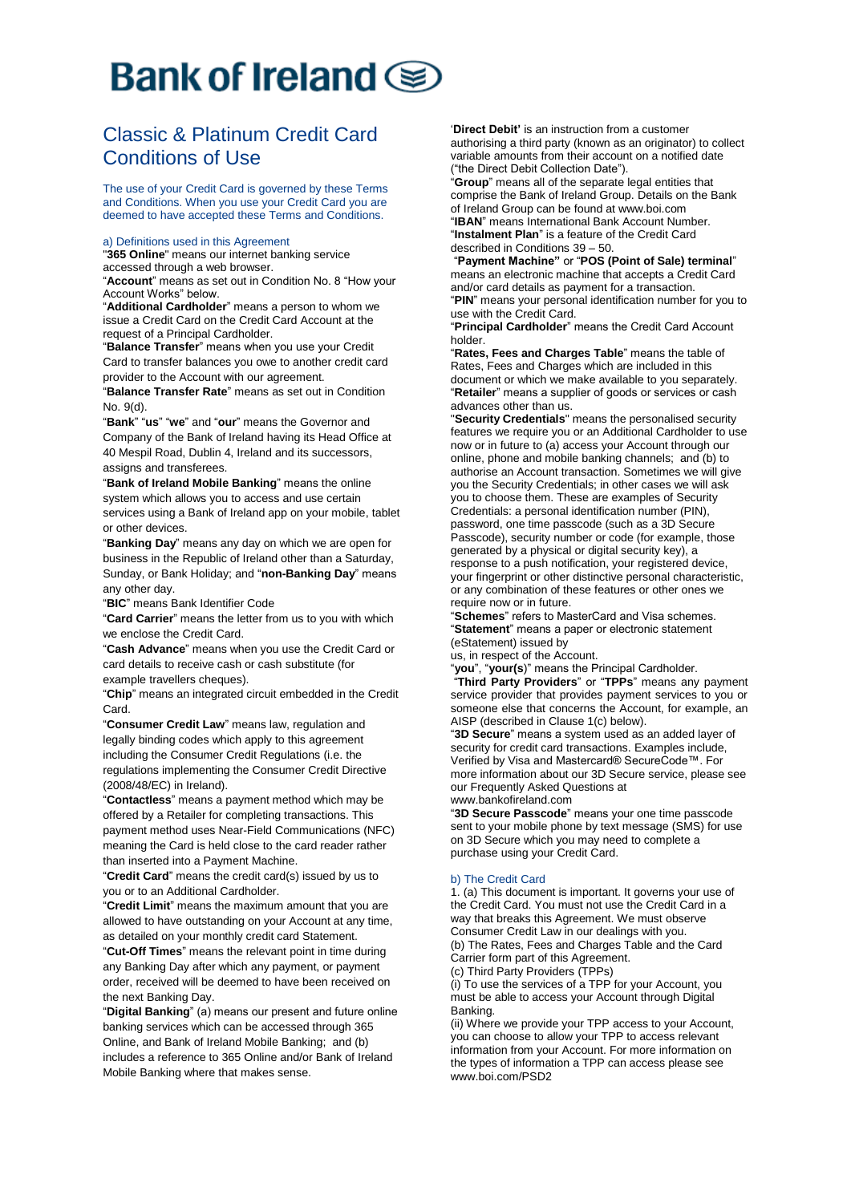# Bank of Ireland

## Classic & Platinum Credit Card Conditions of Use

The use of your Credit Card is governed by these Terms and Conditions. When you use your Credit Card you are deemed to have accepted these Terms and Conditions.

### a) Definitions used in this Agreement

"**365 Online**" means our internet banking service accessed through a web browser.

"**Account**" means as set out in Condition No. 8 "How your Account Works" below.

"**Additional Cardholder**" means a person to whom we issue a Credit Card on the Credit Card Account at the request of a Principal Cardholder.

"**Balance Transfer**" means when you use your Credit Card to transfer balances you owe to another credit card provider to the Account with our agreement.

"**Balance Transfer Rate**" means as set out in Condition No. 9(d).

"**Bank**" "**us**" "**we**" and "**our**" means the Governor and Company of the Bank of Ireland having its Head Office at 40 Mespil Road, Dublin 4, Ireland and its successors, assigns and transferees.

"**Bank of Ireland Mobile Banking**" means the online system which allows you to access and use certain services using a Bank of Ireland app on your mobile, tablet or other devices.

"**Banking Day**" means any day on which we are open for business in the Republic of Ireland other than a Saturday, Sunday, or Bank Holiday; and "**non-Banking Day**" means any other day.

"**BIC**" means Bank Identifier Code

"**Card Carrier**" means the letter from us to you with which we enclose the Credit Card.

"**Cash Advance**" means when you use the Credit Card or card details to receive cash or cash substitute (for example travellers cheques).

"**Chip**" means an integrated circuit embedded in the Credit Card.

"**Consumer Credit Law**" means law, regulation and legally binding codes which apply to this agreement including the Consumer Credit Regulations (i.e. the regulations implementing the Consumer Credit Directive (2008/48/EC) in Ireland).

"**Contactless**" means a payment method which may be offered by a Retailer for completing transactions. This payment method uses Near-Field Communications (NFC) meaning the Card is held close to the card reader rather than inserted into a Payment Machine.

"**Credit Card**" means the credit card(s) issued by us to you or to an Additional Cardholder.

"**Credit Limit**" means the maximum amount that you are allowed to have outstanding on your Account at any time, as detailed on your monthly credit card Statement.

"**Cut-Off Times**" means the relevant point in time during any Banking Day after which any payment, or payment order, received will be deemed to have been received on the next Banking Day.

"**Digital Banking**" (a) means our present and future online banking services which can be accessed through 365 Online, and Bank of Ireland Mobile Banking; and (b) includes a reference to 365 Online and/or Bank of Ireland Mobile Banking where that makes sense.

'**Direct Debit'** is an instruction from a customer authorising a third party (known as an originator) to collect variable amounts from their account on a notified date ("the Direct Debit Collection Date").

"**Group**" means all of the separate legal entities that comprise the Bank of Ireland Group. Details on the Bank of Ireland Group can be found at www.boi.com

"**IBAN**" means International Bank Account Number.

"**Instalment Plan**" is a feature of the Credit Card described in Conditions 39 – 50.

"**Payment Machine"** or "**POS (Point of Sale) terminal**" means an electronic machine that accepts a Credit Card and/or card details as payment for a transaction.

"**PIN**" means your personal identification number for you to use with the Credit Card.

"**Principal Cardholder**" means the Credit Card Account holder.

"**Rates, Fees and Charges Table**" means the table of Rates, Fees and Charges which are included in this document or which we make available to you separately.

"**Retailer**" means a supplier of goods or services or cash advances other than us.

"**Security Credentials**" means the personalised security features we require you or an Additional Cardholder to use now or in future to (a) access your Account through our online, phone and mobile banking channels; and (b) to authorise an Account transaction. Sometimes we will give you the Security Credentials; in other cases we will ask you to choose them. These are examples of Security Credentials: a personal identification number (PIN), password, one time passcode (such as a 3D Secure Passcode), security number or code (for example, those generated by a physical or digital security key), a response to a push notification, your registered device, your fingerprint or other distinctive personal characteristic, or any combination of these features or other ones we require now or in future.

"**Schemes**" refers to MasterCard and Visa schemes.

"**Statement**" means a paper or electronic statement (eStatement) issued by us, in respect of the Account.

"**you**", "**your(s)**" means the Principal Cardholder.

"**Third Party Providers**" or "**TPPs**" means any payment service provider that provides payment services to you or someone else that concerns the Account, for example, an AISP (described in Clause 1(c) below).

"**3D Secure**" means a system used as an added layer of security for credit card transactions. Examples include, Verified by Visa and Mastercard® SecureCode™. For more information about our 3D Secure service, please see our Frequently Asked Questions at www.bankofireland.com

"**3D Secure Passcode**" means your one time passcode sent to your mobile phone by text message (SMS) for use on 3D Secure which you may need to complete a purchase using your Credit Card.

### b) The Credit Card

1. (a) This document is important. It governs your use of the Credit Card. You must not use the Credit Card in a way that breaks this Agreement. We must observe Consumer Credit Law in our dealings with you.

(b) The Rates, Fees and Charges Table and the Card Carrier form part of this Agreement.

(c) Third Party Providers (TPPs)

(i) To use the services of a TPP for your Account, you must be able to access your Account through Digital Banking.

(ii) Where we provide your TPP access to your Account, you can choose to allow your TPP to access relevant information from your Account. For more information on the types of information a TPP can access please see www.boi.com/PSD2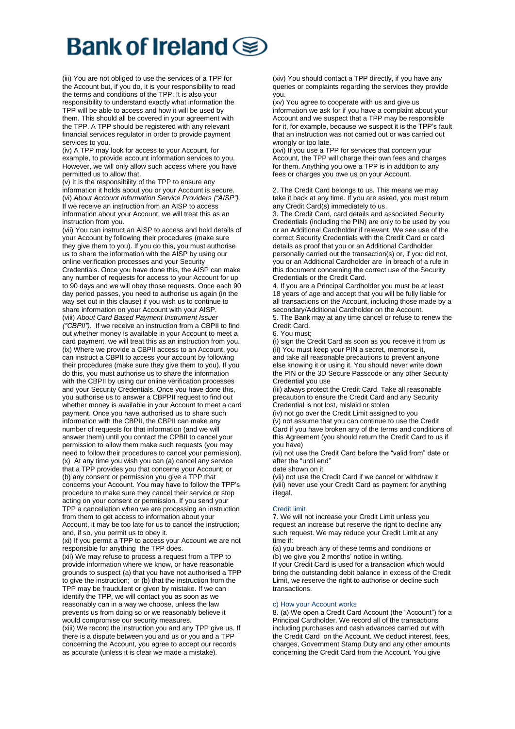(iii) You are not obliged to use the services of a TPP for the Account but, if you do, it is your responsibility to read the terms and conditions of the TPP. It is also your responsibility to understand exactly what information the TPP will be able to access and how it will be used by them. This should all be covered in your agreement with the TPP. A TPP should be registered with any relevant financial services regulator in order to provide payment services to you.

(iv) A TPP may look for access to your Account, for example, to provide account information services to you. However, we will only allow such access where you have permitted us to allow that.

(v) It is the responsibility of the TPP to ensure any information it holds about you or your Account is secure.

(vi) *About Account Information Service Providers ("AISP").* If we receive an instruction from an AISP to access information about your Account, we will treat this as an instruction from you.

(vii) You can instruct an AISP to access and hold details of your Account by following their procedures (make sure they give them to you). If you do this, you must authorise us to share the information with the AISP by using our online verification processes and your Security Credentials. Once you have done this, the AISP can make any number of requests for access to your Account for up to 90 days and we will obey those requests. Once each 90 day period passes, you need to authorise us again (in the way set out in this clause) if you wish us to continue to share information on your Account with your AISP.

(viii) *About Card Based Payment Instrument Issuer ("CBPII").* If we receive an instruction from a CBPII to find out whether money is available in your Account to meet a card payment, we will treat this as an instruction from you.

(ix) Where we provide a CBPII access to an Account, you can instruct a CBPII to access your account by following their procedures (make sure they give them to you). If you do this, you must authorise us to share the information with the CBPII by using our online verification processes and your Security Credentials. Once you have done this, you authorise us to answer a CBPPII request to find out whether money is available in your Account to meet a card payment. Once you have authorised us to share such information with the CBPII, the CBPII can make any number of requests for that information (and we will answer them) until you contact the CPBII to cancel your permission to allow them make such requests (you may need to follow their procedures to cancel your permission).

(x) At any time you wish you can (a) cancel any service that a TPP provides you that concerns your Account; or (b) any consent or permission you give a TPP that concerns your Account. You may have to follow the TPP's procedure to make sure they cancel their service or stop acting on your consent or permission. If you send your TPP a cancellation when we are processing an instruction from them to get access to information about your Account, it may be too late for us to cancel the instruction; and, if so, you permit us to obey it.

(xi) If you permit a TPP to access your Account we are not responsible for anything the TPP does.

(xii) We may refuse to process a request from a TPP to provide information where we know, or have reasonable grounds to suspect (a) that you have not authorised a TPP to give the instruction; or (b) that the instruction from the TPP may be fraudulent or given by mistake. If we can identify the TPP, we will contact you as soon as we reasonably can in a way we choose, unless the law prevents us from doing so or we reasonably believe it would compromise our security measures.

(xiii) We record the instruction you and any TPP give us. If there is a dispute between you and us or you and a TPP concerning the Account, you agree to accept our records as accurate (unless it is clear we made a mistake).

(xiv) You should contact a TPP directly, if you have any queries or complaints regarding the services they provide you.

(xv) You agree to cooperate with us and give us information we ask for if you have a complaint about your Account and we suspect that a TPP may be responsible for it, for example, because we suspect it is the TPP's fault that an instruction was not carried out or was carried out wrongly or too late.

(xvi) If you use a TPP for services that concern your Account, the TPP will charge their own fees and charges for them. Anything you owe a TPP is in addition to any fees or charges you owe us on your Account.

2. The Credit Card belongs to us. This means we may take it back at any time. If you are asked, you must return any Credit Card(s) immediately to us.

3. The Credit Card, card details and associated Security Credentials (including the PIN) are only to be used by you or an Additional Cardholder if relevant. We see use of the correct Security Credentials with the Credit Card or card details as proof that you or an Additional Cardholder personally carried out the transaction(s) or, if you did not, you or an Additional Cardholder are in breach of a rule in this document concerning the correct use of the Security Credentials or the Credit Card.

4. If you are a Principal Cardholder you must be at least 18 years of age and accept that you will be fully liable for all transactions on the Account, including those made by a secondary/Additional Cardholder on the Account.

5. The Bank may at any time cancel or refuse to renew the Credit Card.

6. You must;

(i) sign the Credit Card as soon as you receive it from us

(ii) You must keep your PIN a secret, memorise it, and take all reasonable precautions to prevent anyone else knowing it or using it. You should never write down the PIN or the 3D Secure Passcode or any other Security Credential you use

(iii) always protect the Credit Card. Take all reasonable precaution to ensure the Credit Card and any Security Credential is not lost, mislaid or stolen

(iv) not go over the Credit Limit assigned to you

(v) not assume that you can continue to use the Credit Card if you have broken any of the terms and conditions of this Agreement (you should return the Credit Card to us if you have)

(vi) not use the Credit Card before the "valid from" date or after the "until end" date shown on it

(vii) not use the Credit Card if we cancel or withdraw it

(viii) never use your Credit Card as payment for anything illegal.

### Credit limit

7. We will not increase your Credit Limit unless you request an increase but reserve the right to decline any such request. We may reduce your Credit Limit at any time if:

(a) you breach any of these terms and conditions or
(b) we give you 2 months' notice in writing.

If your Credit Card is used for a transaction which would bring the outstanding debit balance in excess of the Credit Limit, we reserve the right to authorise or decline such transactions.

### c) How your Account works

8. (a) We open a Credit Card Account (the "Account") for a Principal Cardholder. We record all of the transactions including purchases and cash advances carried out with the Credit Card on the Account. We deduct interest, fees, charges, Government Stamp Duty and any other amounts concerning the Credit Card from the Account. You give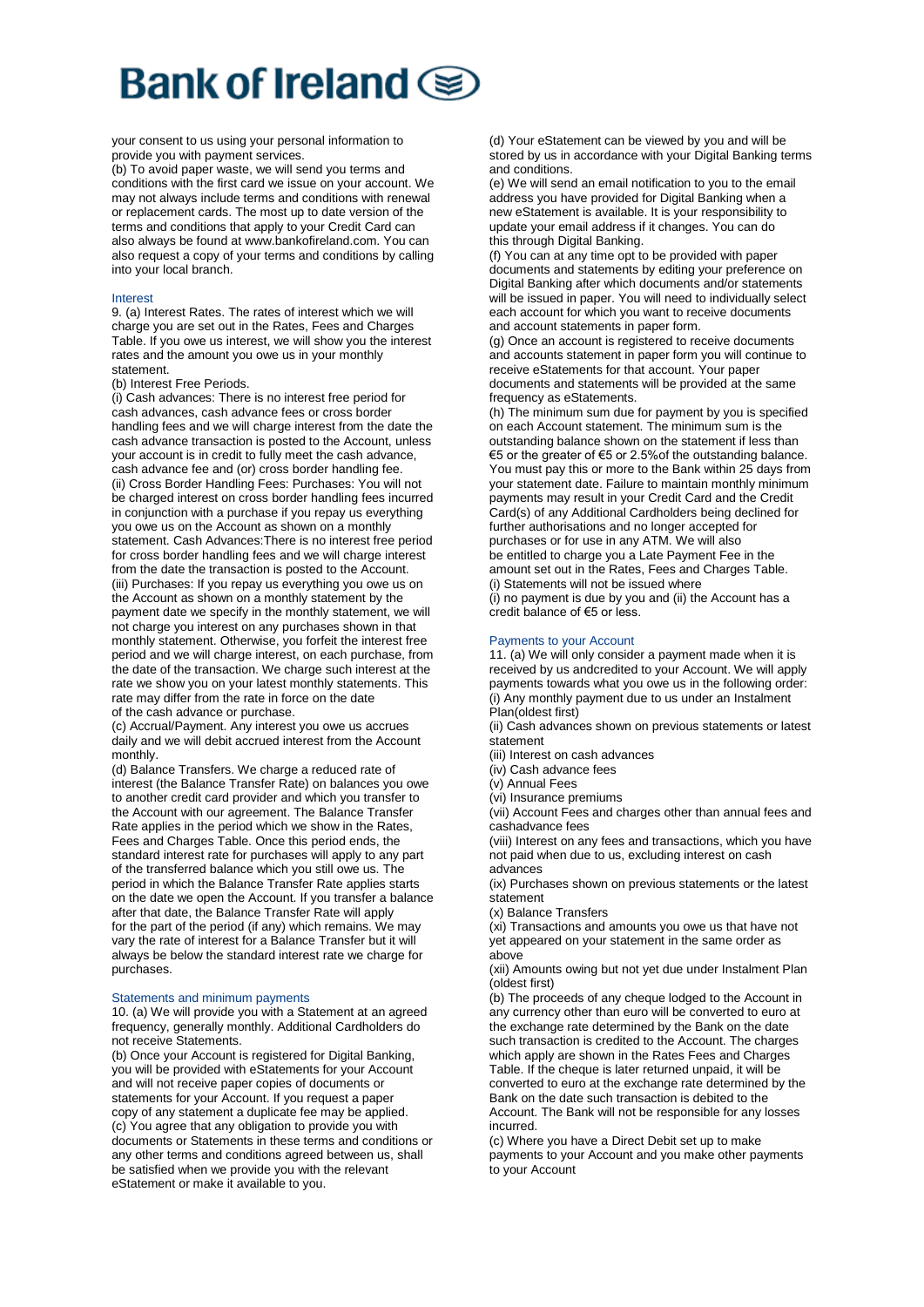your consent to us using your personal information to provide you with payment services.

(b) To avoid paper waste, we will send you terms and conditions with the first card we issue on your account. We may not always include terms and conditions with renewal or replacement cards. The most up to date version of the terms and conditions that apply to your Credit Card can also always be found at www.bankofireland.com. You can also request a copy of your terms and conditions by calling into your local branch.

### Interest

9. (a) Interest Rates. The rates of interest which we will charge you are set out in the Rates, Fees and Charges Table. If you owe us interest, we will show you the interest rates and the amount you owe us in your monthly statement.

(b) Interest Free Periods.

(i) Cash advances: There is no interest free period for cash advances, cash advance fees or cross border handling fees and we will charge interest from the date the cash advance transaction is posted to the Account, unless your account is in credit to fully meet the cash advance, cash advance fee and (or) cross border handling fee.

(ii) Cross Border Handling Fees: Purchases: You will not be charged interest on cross border handling fees incurred in conjunction with a purchase if you repay us everything you owe us on the Account as shown on a monthly statement. Cash Advances:There is no interest free period for cross border handling fees and we will charge interest from the date the transaction is posted to the Account.

(iii) Purchases: If you repay us everything you owe us on the Account as shown on a monthly statement by the payment date we specify in the monthly statement, we will not charge you interest on any purchases shown in that monthly statement. Otherwise, you forfeit the interest free period and we will charge interest, on each purchase, from the date of the transaction. We charge such interest at the rate we show you on your latest monthly statements. This rate may differ from the rate in force on the date of the cash advance or purchase.

(c) Accrual/Payment. Any interest you owe us accrues daily and we will debit accrued interest from the Account monthly.

(d) Balance Transfers. We charge a reduced rate of interest (the Balance Transfer Rate) on balances you owe to another credit card provider and which you transfer to the Account with our agreement. The Balance Transfer Rate applies in the period which we show in the Rates, Fees and Charges Table. Once this period ends, the standard interest rate for purchases will apply to any part of the transferred balance which you still owe us. The period in which the Balance Transfer Rate applies starts on the date we open the Account. If you transfer a balance after that date, the Balance Transfer Rate will apply for the part of the period (if any) which remains. We may vary the rate of interest for a Balance Transfer but it will always be below the standard interest rate we charge for purchases.

### Statements and minimum payments

10. (a) We will provide you with a Statement at an agreed frequency, generally monthly. Additional Cardholders do not receive Statements.

(b) Once your Account is registered for Digital Banking, you will be provided with eStatements for your Account and will not receive paper copies of documents or statements for your Account. If you request a paper copy of any statement a duplicate fee may be applied.

(c) You agree that any obligation to provide you with documents or Statements in these terms and conditions or any other terms and conditions agreed between us, shall be satisfied when we provide you with the relevant eStatement or make it available to you.

(d) Your eStatement can be viewed by you and will be stored by us in accordance with your Digital Banking terms and conditions.

(e) We will send an email notification to you to the email address you have provided for Digital Banking when a new eStatement is available. It is your responsibility to update your email address if it changes. You can do this through Digital Banking.

(f) You can at any time opt to be provided with paper documents and statements by editing your preference on Digital Banking after which documents and/or statements will be issued in paper. You will need to individually select each account for which you want to receive documents and account statements in paper form.

(g) Once an account is registered to receive documents and accounts statement in paper form you will continue to receive eStatements for that account. Your paper documents and statements will be provided at the same frequency as eStatements.

(h) The minimum sum due for payment by you is specified on each Account statement. The minimum sum is the outstanding balance shown on the statement if less than €5 or the greater of €5 or 2.5%of the outstanding balance. You must pay this or more to the Bank within 25 days from your statement date. Failure to maintain monthly minimum payments may result in your Credit Card and the Credit Card(s) of any Additional Cardholders being declined for further authorisations and no longer accepted for purchases or for use in any ATM. We will also be entitled to charge you a Late Payment Fee in the amount set out in the Rates, Fees and Charges Table.

(i) Statements will not be issued where

(i) no payment is due by you and (ii) the Account has a credit balance of €5 or less.

### Payments to your Account

11. (a) We will only consider a payment made when it is received by us andcredited to your Account. We will apply payments towards what you owe us in the following order:

(i) Any monthly payment due to us under an Instalment Plan(oldest first)

(ii) Cash advances shown on previous statements or latest statement

(iii) Interest on cash advances

(iv) Cash advance fees

(v) Annual Fees

(vi) Insurance premiums

(vii) Account Fees and charges other than annual fees and cashadvance fees

(viii) Interest on any fees and transactions, which you have not paid when due to us, excluding interest on cash advances

(ix) Purchases shown on previous statements or the latest statement

(x) Balance Transfers

(xi) Transactions and amounts you owe us that have not yet appeared on your statement in the same order as above

(xii) Amounts owing but not yet due under Instalment Plan (oldest first)

(b) The proceeds of any cheque lodged to the Account in any currency other than euro will be converted to euro at the exchange rate determined by the Bank on the date such transaction is credited to the Account. The charges which apply are shown in the Rates Fees and Charges Table. If the cheque is later returned unpaid, it will be converted to euro at the exchange rate determined by the Bank on the date such transaction is debited to the Account. The Bank will not be responsible for any losses incurred.

(c) Where you have a Direct Debit set up to make payments to your Account and you make other payments to your Account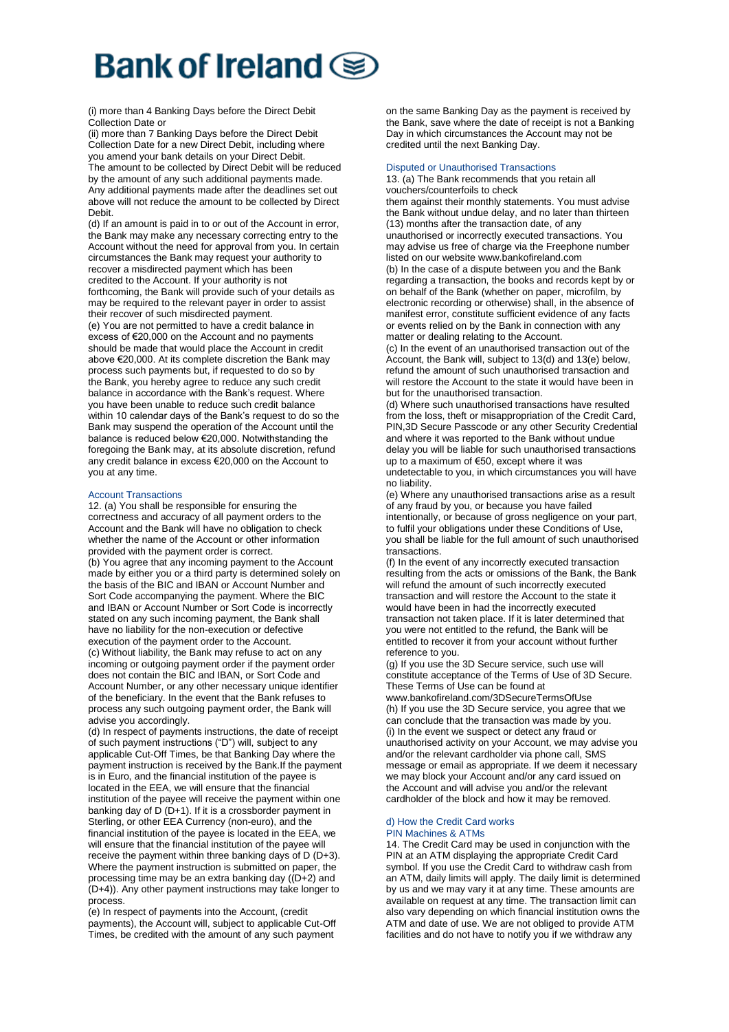(i) more than 4 Banking Days before the Direct Debit Collection Date or

(ii) more than 7 Banking Days before the Direct Debit Collection Date for a new Direct Debit, including where you amend your bank details on your Direct Debit.

The amount to be collected by Direct Debit will be reduced by the amount of any such additional payments made. Any additional payments made after the deadlines set out above will not reduce the amount to be collected by Direct Debit.

(d) If an amount is paid in to or out of the Account in error, the Bank may make any necessary correcting entry to the Account without the need for approval from you. In certain circumstances the Bank may request your authority to recover a misdirected payment which has been credited to the Account. If your authority is not forthcoming, the Bank will provide such of your details as may be required to the relevant payer in order to assist their recover of such misdirected payment.

(e) You are not permitted to have a credit balance in excess of €20,000 on the Account and no payments should be made that would place the Account in credit above €20,000. At its complete discretion the Bank may process such payments but, if requested to do so by the Bank, you hereby agree to reduce any such credit balance in accordance with the Bank's request. Where you have been unable to reduce such credit balance within 10 calendar days of the Bank's request to do so the Bank may suspend the operation of the Account until the balance is reduced below €20,000. Notwithstanding the foregoing the Bank may, at its absolute discretion, refund any credit balance in excess €20,000 on the Account to you at any time.

### Account Transactions

12. (a) You shall be responsible for ensuring the correctness and accuracy of all payment orders to the Account and the Bank will have no obligation to check whether the name of the Account or other information provided with the payment order is correct.

(b) You agree that any incoming payment to the Account made by either you or a third party is determined solely on the basis of the BIC and IBAN or Account Number and Sort Code accompanying the payment. Where the BIC and IBAN or Account Number or Sort Code is incorrectly stated on any such incoming payment, the Bank shall have no liability for the non-execution or defective execution of the payment order to the Account.

(c) Without liability, the Bank may refuse to act on any incoming or outgoing payment order if the payment order does not contain the BIC and IBAN, or Sort Code and Account Number, or any other necessary unique identifier of the beneficiary. In the event that the Bank refuses to process any such outgoing payment order, the Bank will advise you accordingly.

(d) In respect of payments instructions, the date of receipt of such payment instructions ("D") will, subject to any applicable Cut-Off Times, be that Banking Day where the payment instruction is received by the Bank.If the payment is in Euro, and the financial institution of the payee is located in the EEA, we will ensure that the financial institution of the payee will receive the payment within one banking day of D (D+1). If it is a crossborder payment in Sterling, or other EEA Currency (non-euro), and the financial institution of the payee is located in the EEA, we will ensure that the financial institution of the payee will receive the payment within three banking days of D (D+3). Where the payment instruction is submitted on paper, the processing time may be an extra banking day ((D+2) and (D+4)). Any other payment instructions may take longer to process.

(e) In respect of payments into the Account, (credit payments), the Account will, subject to applicable Cut-Off Times, be credited with the amount of any such payment on the same Banking Day as the payment is received by the Bank, save where the date of receipt is not a Banking Day in which circumstances the Account may not be credited until the next Banking Day.

### Disputed or Unauthorised Transactions

13. (a) The Bank recommends that you retain all vouchers/counterfoils to check them against their monthly statements. You must advise the Bank without undue delay, and no later than thirteen (13) months after the transaction date, of any unauthorised or incorrectly executed transactions. You may advise us free of charge via the Freephone number listed on our website www.bankofireland.com

(b) In the case of a dispute between you and the Bank regarding a transaction, the books and records kept by or on behalf of the Bank (whether on paper, microfilm, by electronic recording or otherwise) shall, in the absence of manifest error, constitute sufficient evidence of any facts or events relied on by the Bank in connection with any matter or dealing relating to the Account.

(c) In the event of an unauthorised transaction out of the Account, the Bank will, subject to 13(d) and 13(e) below, refund the amount of such unauthorised transaction and will restore the Account to the state it would have been in but for the unauthorised transaction.

(d) Where such unauthorised transactions have resulted from the loss, theft or misappropriation of the Credit Card, PIN,3D Secure Passcode or any other Security Credential and where it was reported to the Bank without undue delay you will be liable for such unauthorised transactions up to a maximum of €50, except where it was undetectable to you, in which circumstances you will have no liability.

(e) Where any unauthorised transactions arise as a result of any fraud by you, or because you have failed intentionally, or because of gross negligence on your part, to fulfil your obligations under these Conditions of Use, you shall be liable for the full amount of such unauthorised transactions.

(f) In the event of any incorrectly executed transaction resulting from the acts or omissions of the Bank, the Bank will refund the amount of such incorrectly executed transaction and will restore the Account to the state it would have been in had the incorrectly executed transaction not taken place. If it is later determined that you were not entitled to the refund, the Bank will be entitled to recover it from your account without further reference to you.

(g) If you use the 3D Secure service, such use will constitute acceptance of the Terms of Use of 3D Secure. These Terms of Use can be found at www.bankofireland.com/3DSecureTermsOfUse

(h) If you use the 3D Secure service, you agree that we can conclude that the transaction was made by you.

(i) In the event we suspect or detect any fraud or unauthorised activity on your Account, we may advise you and/or the relevant cardholder via phone call, SMS message or email as appropriate. If we deem it necessary we may block your Account and/or any card issued on the Account and will advise you and/or the relevant cardholder of the block and how it may be removed.

## d) How the Credit Card works

### PIN Machines & ATMs

14. The Credit Card may be used in conjunction with the PIN at an ATM displaying the appropriate Credit Card symbol. If you use the Credit Card to withdraw cash from an ATM, daily limits will apply. The daily limit is determined by us and we may vary it at any time. These amounts are available on request at any time. The transaction limit can also vary depending on which financial institution owns the ATM and date of use. We are not obliged to provide ATM facilities and do not have to notify you if we withdraw any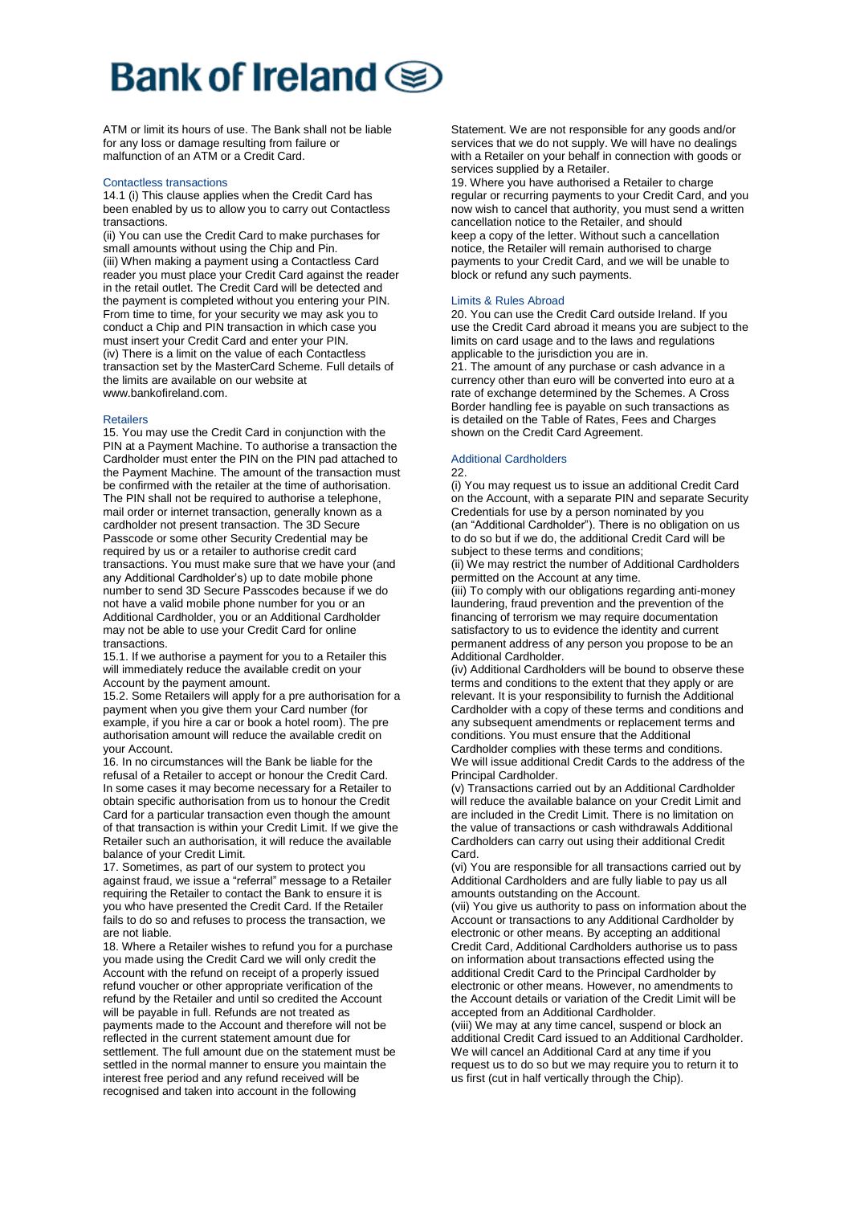ATM or limit its hours of use. The Bank shall not be liable for any loss or damage resulting from failure or malfunction of an ATM or a Credit Card.

### Contactless transactions

14.1 (i) This clause applies when the Credit Card has been enabled by us to allow you to carry out Contactless transactions.

(ii) You can use the Credit Card to make purchases for small amounts without using the Chip and Pin.

(iii) When making a payment using a Contactless Card reader you must place your Credit Card against the reader in the retail outlet. The Credit Card will be detected and the payment is completed without you entering your PIN. From time to time, for your security we may ask you to conduct a Chip and PIN transaction in which case you must insert your Credit Card and enter your PIN.

(iv) There is a limit on the value of each Contactless transaction set by the MasterCard Scheme. Full details of the limits are available on our website at www.bankofireland.com.

### Retailers

15. You may use the Credit Card in conjunction with the PIN at a Payment Machine. To authorise a transaction the Cardholder must enter the PIN on the PIN pad attached to the Payment Machine. The amount of the transaction must be confirmed with the retailer at the time of authorisation. The PIN shall not be required to authorise a telephone, mail order or internet transaction, generally known as a cardholder not present transaction. The 3D Secure Passcode or some other Security Credential may be required by us or a retailer to authorise credit card transactions. You must make sure that we have your (and any Additional Cardholder's) up to date mobile phone number to send 3D Secure Passcodes because if we do not have a valid mobile phone number for you or an Additional Cardholder, you or an Additional Cardholder may not be able to use your Credit Card for online transactions.

15.1. If we authorise a payment for you to a Retailer this will immediately reduce the available credit on your Account by the payment amount.

15.2. Some Retailers will apply for a pre authorisation for a payment when you give them your Card number (for example, if you hire a car or book a hotel room). The pre authorisation amount will reduce the available credit on your Account.

16. In no circumstances will the Bank be liable for the refusal of a Retailer to accept or honour the Credit Card. In some cases it may become necessary for a Retailer to obtain specific authorisation from us to honour the Credit Card for a particular transaction even though the amount of that transaction is within your Credit Limit. If we give the Retailer such an authorisation, it will reduce the available balance of your Credit Limit.

17. Sometimes, as part of our system to protect you against fraud, we issue a "referral" message to a Retailer requiring the Retailer to contact the Bank to ensure it is you who have presented the Credit Card. If the Retailer fails to do so and refuses to process the transaction, we are not liable.

18. Where a Retailer wishes to refund you for a purchase you made using the Credit Card we will only credit the Account with the refund on receipt of a properly issued refund voucher or other appropriate verification of the refund by the Retailer and until so credited the Account will be payable in full. Refunds are not treated as payments made to the Account and therefore will not be reflected in the current statement amount due for settlement. The full amount due on the statement must be settled in the normal manner to ensure you maintain the interest free period and any refund received will be recognised and taken into account in the following Statement. We are not responsible for any goods and/or services that we do not supply. We will have no dealings with a Retailer on your behalf in connection with goods or services supplied by a Retailer.

19. Where you have authorised a Retailer to charge regular or recurring payments to your Credit Card, and you now wish to cancel that authority, you must send a written cancellation notice to the Retailer, and should keep a copy of the letter. Without such a cancellation notice, the Retailer will remain authorised to charge payments to your Credit Card, and we will be unable to block or refund any such payments.

### Limits & Rules Abroad

20. You can use the Credit Card outside Ireland. If you use the Credit Card abroad it means you are subject to the limits on card usage and to the laws and regulations applicable to the jurisdiction you are in.

21. The amount of any purchase or cash advance in a currency other than euro will be converted into euro at a rate of exchange determined by the Schemes. A Cross Border handling fee is payable on such transactions as is detailed on the Table of Rates, Fees and Charges shown on the Credit Card Agreement.

### Additional Cardholders

22.

(i) You may request us to issue an additional Credit Card on the Account, with a separate PIN and separate Security Credentials for use by a person nominated by you (an "Additional Cardholder"). There is no obligation on us to do so but if we do, the additional Credit Card will be subject to these terms and conditions;

(ii) We may restrict the number of Additional Cardholders permitted on the Account at any time.

(iii) To comply with our obligations regarding anti-money laundering, fraud prevention and the prevention of the financing of terrorism we may require documentation satisfactory to us to evidence the identity and current permanent address of any person you propose to be an Additional Cardholder.

(iv) Additional Cardholders will be bound to observe these terms and conditions to the extent that they apply or are relevant. It is your responsibility to furnish the Additional Cardholder with a copy of these terms and conditions and any subsequent amendments or replacement terms and conditions. You must ensure that the Additional Cardholder complies with these terms and conditions. We will issue additional Credit Cards to the address of the Principal Cardholder.

(v) Transactions carried out by an Additional Cardholder will reduce the available balance on your Credit Limit and are included in the Credit Limit. There is no limitation on the value of transactions or cash withdrawals Additional Cardholders can carry out using their additional Credit Card.

(vi) You are responsible for all transactions carried out by Additional Cardholders and are fully liable to pay us all amounts outstanding on the Account.

(vii) You give us authority to pass on information about the Account or transactions to any Additional Cardholder by electronic or other means. By accepting an additional Credit Card, Additional Cardholders authorise us to pass on information about transactions effected using the additional Credit Card to the Principal Cardholder by electronic or other means. However, no amendments to the Account details or variation of the Credit Limit will be accepted from an Additional Cardholder.

(viii) We may at any time cancel, suspend or block an additional Credit Card issued to an Additional Cardholder. We will cancel an Additional Card at any time if you request us to do so but we may require you to return it to us first (cut in half vertically through the Chip).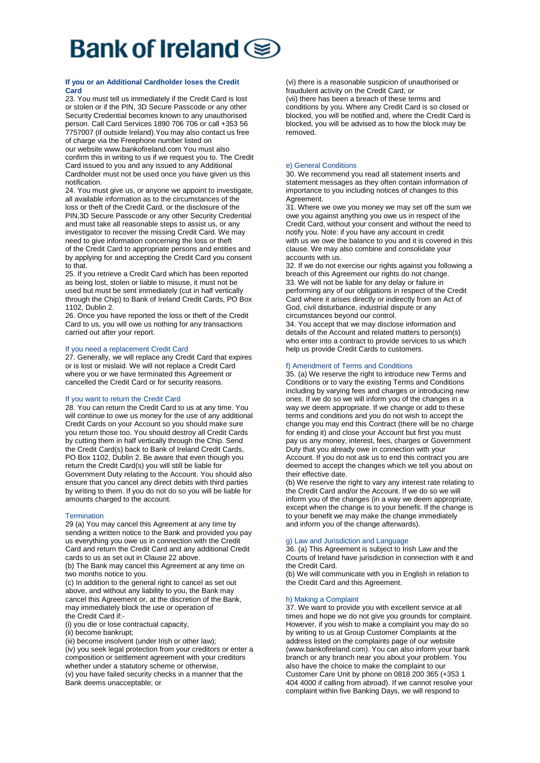# Bank of Ireland

### If you or an Additional Cardholder loses the Credit Card

23. You must tell us immediately if the Credit Card is lost or stolen or if the PIN, 3D Secure Passcode or any other Security Credential becomes known to any unauthorised person. Call Card Services 1890 706 706 or call +353 56 7757007 (if outside Ireland).You may also contact us free of charge via the Freephone number listed on our website www.bankofireland.com You must also confirm this in writing to us if we request you to. The Credit Card issued to you and any issued to any Additional Cardholder must not be used once you have given us this notification.

24. You must give us, or anyone we appoint to investigate, all available information as to the circumstances of the loss or theft of the Credit Card, or the disclosure of the PIN,3D Secure Passcode or any other Security Credential and must take all reasonable steps to assist us, or any investigator to recover the missing Credit Card. We may need to give information concerning the loss or theft of the Credit Card to appropriate persons and entities and by applying for and accepting the Credit Card you consent to that.

25. If you retrieve a Credit Card which has been reported as being lost, stolen or liable to misuse, it must not be used but must be sent immediately (cut in half vertically through the Chip) to Bank of Ireland Credit Cards, PO Box 1102, Dublin 2.

26. Once you have reported the loss or theft of the Credit Card to us, you will owe us nothing for any transactions carried out after your report.

### If you need a replacement Credit Card

27. Generally, we will replace any Credit Card that expires or is lost or mislaid. We will not replace a Credit Card where you or we have terminated this Agreement or cancelled the Credit Card or for security reasons.

### If you want to return the Credit Card

28. You can return the Credit Card to us at any time. You will continue to owe us money for the use of any additional Credit Cards on your Account so you should make sure you return those too. You should destroy all Credit Cards by cutting them in half vertically through the Chip. Send the Credit Card(s) back to Bank of Ireland Credit Cards, PO Box 1102, Dublin 2. Be aware that even though you return the Credit Card(s) you will still be liable for Government Duty relating to the Account. You should also ensure that you cancel any direct debits with third parties by writing to them. If you do not do so you will be liable for amounts charged to the account.

### Termination

29 (a) You may cancel this Agreement at any time by sending a written notice to the Bank and provided you pay us everything you owe us in connection with the Credit Card and return the Credit Card and any additional Credit cards to us as set out in Clause 22 above.

(b) The Bank may cancel this Agreement at any time on two months notice to you.

(c) In addition to the general right to cancel as set out above, and without any liability to you, the Bank may cancel this Agreement or, at the discretion of the Bank, may immediately block the use or operation of the Credit Card if:-

(i) you die or lose contractual capacity,

(ii) become bankrupt;

(iii) become insolvent (under Irish or other law);

(iv) you seek legal protection from your creditors or enter a composition or settlement agreement with your creditors whether under a statutory scheme or otherwise,

(v) you have failed security checks in a manner that the Bank deems unacceptable; or

(vi) there is a reasonable suspicion of unauthorised or fraudulent activity on the Credit Card; or

(vii) there has been a breach of these terms and conditions by you. Where any Credit Card is so closed or blocked, you will be notified and, where the Credit Card is blocked, you will be advised as to how the block may be removed.

### e) General Conditions

30. We recommend you read all statement inserts and statement messages as they often contain information of importance to you including notices of changes to this Agreement.

31. Where we owe you money we may set off the sum we owe you against anything you owe us in respect of the Credit Card, without your consent and without the need to notify you. Note: if you have any account in credit with us we owe the balance to you and it is covered in this clause. We may also combine and consolidate your accounts with us.

32. If we do not exercise our rights against you following a breach of this Agreement our rights do not change.

33. We will not be liable for any delay or failure in performing any of our obligations in respect of the Credit Card where it arises directly or indirectly from an Act of God, civil disturbance, industrial dispute or any circumstances beyond our control.

34. You accept that we may disclose information and details of the Account and related matters to person(s) who enter into a contract to provide services to us which help us provide Credit Cards to customers.

### f) Amendment of Terms and Conditions

35. (a) We reserve the right to introduce new Terms and Conditions or to vary the existing Terms and Conditions including by varying fees and charges or introducing new ones. If we do so we will inform you of the changes in a way we deem appropriate. If we change or add to these terms and conditions and you do not wish to accept the change you may end this Contract (there will be no charge for ending it) and close your Account but first you must pay us any money, interest, fees, charges or Government Duty that you already owe in connection with your Account. If you do not ask us to end this contract you are deemed to accept the changes which we tell you about on their effective date.

(b) We reserve the right to vary any interest rate relating to the Credit Card and/or the Account. If we do so we will inform you of the changes (in a way we deem appropriate, except when the change is to your benefit. If the change is to your benefit we may make the change immediately and inform you of the change afterwards).

### g) Law and Jurisdiction and Language

36. (a) This Agreement is subject to Irish Law and the Courts of Ireland have jurisdiction in connection with it and the Credit Card.

(b) We will communicate with you in English in relation to the Credit Card and this Agreement.

### h) Making a Complaint

37. We want to provide you with excellent service at all times and hope we do not give you grounds for complaint. However, if you wish to make a complaint you may do so by writing to us at Group Customer Complaints at the address listed on the complaints page of our website (www.bankofireland.com). You can also inform your bank branch or any branch near you about your problem. You also have the choice to make the complaint to our Customer Care Unit by phone on 0818 200 365 (+353 1 404 4000 if calling from abroad). If we cannot resolve your complaint within five Banking Days, we will respond to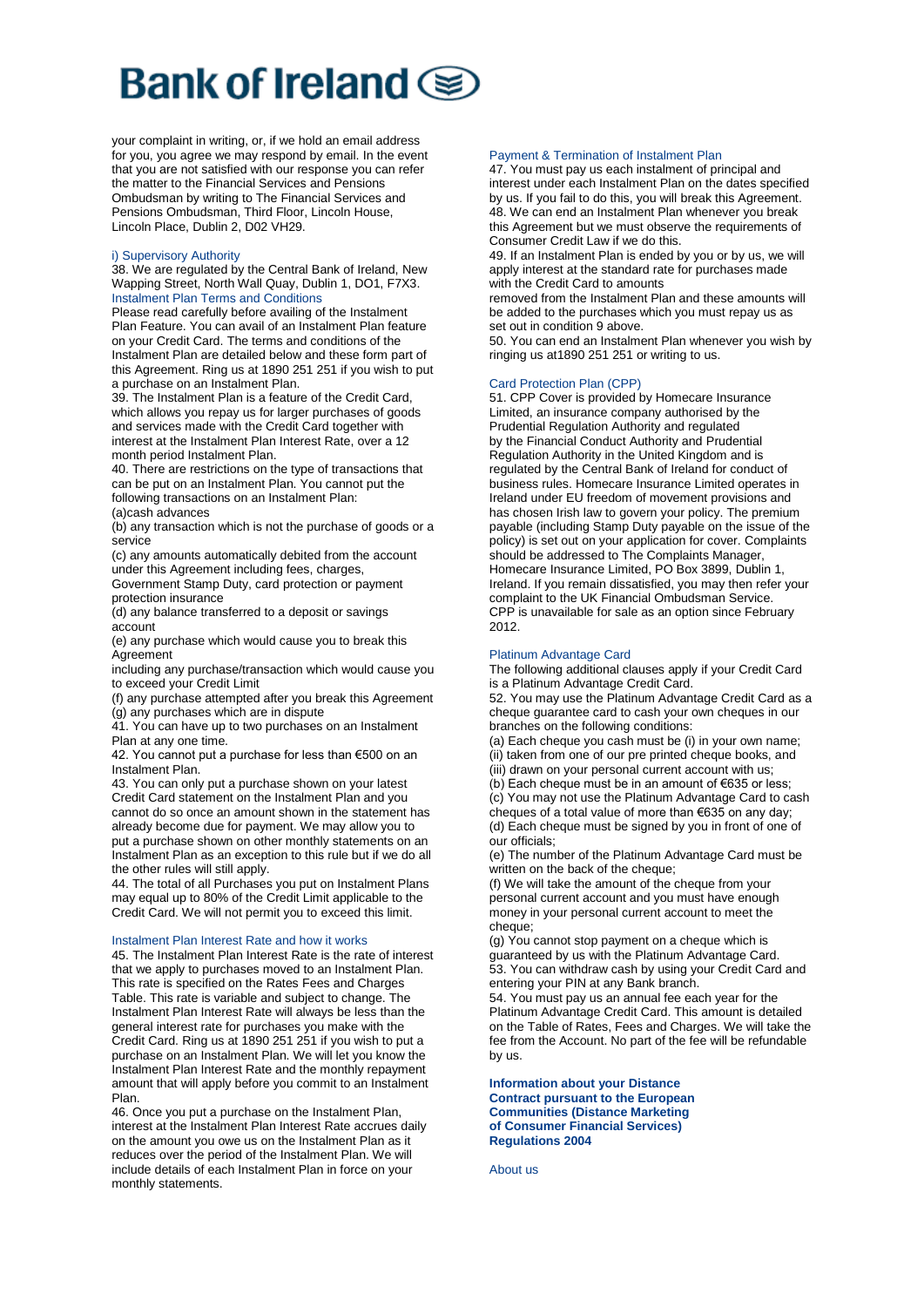your complaint in writing, or, if we hold an email address for you, you agree we may respond by email. In the event that you are not satisfied with our response you can refer the matter to the Financial Services and Pensions Ombudsman by writing to The Financial Services and Pensions Ombudsman, Third Floor, Lincoln House, Lincoln Place, Dublin 2, D02 VH29.

### i) Supervisory Authority

38. We are regulated by the Central Bank of Ireland, New Wapping Street, North Wall Quay, Dublin 1, DO1, F7X3.

### Instalment Plan Terms and Conditions

Please read carefully before availing of the Instalment Plan Feature. You can avail of an Instalment Plan feature on your Credit Card. The terms and conditions of the Instalment Plan are detailed below and these form part of this Agreement. Ring us at 1890 251 251 if you wish to put a purchase on an Instalment Plan.

39. The Instalment Plan is a feature of the Credit Card, which allows you repay us for larger purchases of goods and services made with the Credit Card together with interest at the Instalment Plan Interest Rate, over a 12 month period Instalment Plan.

40. There are restrictions on the type of transactions that can be put on an Instalment Plan. You cannot put the following transactions on an Instalment Plan:

(a)cash advances

(b) any transaction which is not the purchase of goods or a service

(c) any amounts automatically debited from the account under this Agreement including fees, charges, Government Stamp Duty, card protection or payment protection insurance

(d) any balance transferred to a deposit or savings account

(e) any purchase which would cause you to break this Agreement including any purchase/transaction which would cause you to exceed your Credit Limit

(f) any purchase attempted after you break this Agreement

(g) any purchases which are in dispute

41. You can have up to two purchases on an Instalment Plan at any one time.

42. You cannot put a purchase for less than €500 on an Instalment Plan.

43. You can only put a purchase shown on your latest Credit Card statement on the Instalment Plan and you cannot do so once an amount shown in the statement has already become due for payment. We may allow you to put a purchase shown on other monthly statements on an Instalment Plan as an exception to this rule but if we do all the other rules will still apply.

44. The total of all Purchases you put on Instalment Plans may equal up to 80% of the Credit Limit applicable to the Credit Card. We will not permit you to exceed this limit.

### Instalment Plan Interest Rate and how it works

45. The Instalment Plan Interest Rate is the rate of interest that we apply to purchases moved to an Instalment Plan. This rate is specified on the Rates Fees and Charges Table. This rate is variable and subject to change. The Instalment Plan Interest Rate will always be less than the general interest rate for purchases you make with the Credit Card. Ring us at 1890 251 251 if you wish to put a purchase on an Instalment Plan. We will let you know the Instalment Plan Interest Rate and the monthly repayment amount that will apply before you commit to an Instalment Plan.

46. Once you put a purchase on the Instalment Plan, interest at the Instalment Plan Interest Rate accrues daily on the amount you owe us on the Instalment Plan as it reduces over the period of the Instalment Plan. We will include details of each Instalment Plan in force on your monthly statements.

### Payment & Termination of Instalment Plan

47. You must pay us each instalment of principal and interest under each Instalment Plan on the dates specified by us. If you fail to do this, you will break this Agreement.

48. We can end an Instalment Plan whenever you break this Agreement but we must observe the requirements of Consumer Credit Law if we do this.

49. If an Instalment Plan is ended by you or by us, we will apply interest at the standard rate for purchases made with the Credit Card to amounts removed from the Instalment Plan and these amounts will be added to the purchases which you must repay us as set out in condition 9 above.

50. You can end an Instalment Plan whenever you wish by ringing us at1890 251 251 or writing to us.

### Card Protection Plan (CPP)

51. CPP Cover is provided by Homecare Insurance Limited, an insurance company authorised by the Prudential Regulation Authority and regulated by the Financial Conduct Authority and Prudential Regulation Authority in the United Kingdom and is regulated by the Central Bank of Ireland for conduct of business rules. Homecare Insurance Limited operates in Ireland under EU freedom of movement provisions and has chosen Irish law to govern your policy. The premium payable (including Stamp Duty payable on the issue of the policy) is set out on your application for cover. Complaints should be addressed to The Complaints Manager, Homecare Insurance Limited, PO Box 3899, Dublin 1, Ireland. If you remain dissatisfied, you may then refer your complaint to the UK Financial Ombudsman Service.

CPP is unavailable for sale as an option since February 2012.

### Platinum Advantage Card

The following additional clauses apply if your Credit Card is a Platinum Advantage Credit Card.

52. You may use the Platinum Advantage Credit Card as a cheque guarantee card to cash your own cheques in our branches on the following conditions:

(a) Each cheque you cash must be (i) in your own name;
(ii) taken from one of our pre printed cheque books, and
(iii) drawn on your personal current account with us;

(b) Each cheque must be in an amount of €635 or less;

(c) You may not use the Platinum Advantage Card to cash cheques of a total value of more than €635 on any day;

(d) Each cheque must be signed by you in front of one of our officials;

(e) The number of the Platinum Advantage Card must be written on the back of the cheque;

(f) We will take the amount of the cheque from your personal current account and you must have enough money in your personal current account to meet the cheque;

(g) You cannot stop payment on a cheque which is guaranteed by us with the Platinum Advantage Card.

53. You can withdraw cash by using your Credit Card and entering your PIN at any Bank branch.

54. You must pay us an annual fee each year for the Platinum Advantage Credit Card. This amount is detailed on the Table of Rates, Fees and Charges. We will take the fee from the Account. No part of the fee will be refundable by us.

## Information about your Distance Contract pursuant to the European Communities (Distance Marketing of Consumer Financial Services) Regulations 2004

### About us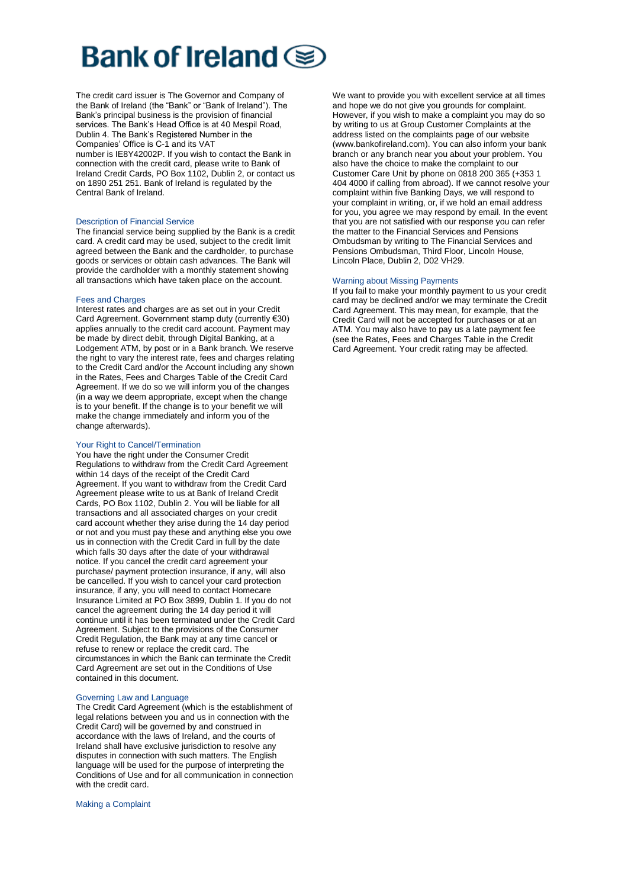# Bank of Ireland

The credit card issuer is The Governor and Company of the Bank of Ireland (the "Bank" or "Bank of Ireland"). The Bank's principal business is the provision of financial services. The Bank's Head Office is at 40 Mespil Road, Dublin 4. The Bank's Registered Number in the Companies' Office is C-1 and its VAT number is IE8Y42002P. If you wish to contact the Bank in connection with the credit card, please write to Bank of Ireland Credit Cards, PO Box 1102, Dublin 2, or contact us on 1890 251 251. Bank of Ireland is regulated by the Central Bank of Ireland.

## Description of Financial Service

The financial service being supplied by the Bank is a credit card. A credit card may be used, subject to the credit limit agreed between the Bank and the cardholder, to purchase goods or services or obtain cash advances. The Bank will provide the cardholder with a monthly statement showing all transactions which have taken place on the account.

## Fees and Charges

Interest rates and charges are as set out in your Credit Card Agreement. Government stamp duty (currently €30) applies annually to the credit card account. Payment may be made by direct debit, through Digital Banking, at a Lodgement ATM, by post or in a Bank branch. We reserve the right to vary the interest rate, fees and charges relating to the Credit Card and/or the Account including any shown in the Rates, Fees and Charges Table of the Credit Card Agreement. If we do so we will inform you of the changes (in a way we deem appropriate, except when the change is to your benefit. If the change is to your benefit we will make the change immediately and inform you of the change afterwards).

## Your Right to Cancel/Termination

You have the right under the Consumer Credit Regulations to withdraw from the Credit Card Agreement within 14 days of the receipt of the Credit Card Agreement. If you want to withdraw from the Credit Card Agreement please write to us at Bank of Ireland Credit Cards, PO Box 1102, Dublin 2. You will be liable for all transactions and all associated charges on your credit card account whether they arise during the 14 day period or not and you must pay these and anything else you owe us in connection with the Credit Card in full by the date which falls 30 days after the date of your withdrawal notice. If you cancel the credit card agreement your purchase/ payment protection insurance, if any, will also be cancelled. If you wish to cancel your card protection insurance, if any, you will need to contact Homecare Insurance Limited at PO Box 3899, Dublin 1. If you do not cancel the agreement during the 14 day period it will continue until it has been terminated under the Credit Card Agreement. Subject to the provisions of the Consumer Credit Regulation, the Bank may at any time cancel or refuse to renew or replace the credit card. The circumstances in which the Bank can terminate the Credit Card Agreement are set out in the Conditions of Use contained in this document.

## Governing Law and Language

The Credit Card Agreement (which is the establishment of legal relations between you and us in connection with the Credit Card) will be governed by and construed in accordance with the laws of Ireland, and the courts of Ireland shall have exclusive jurisdiction to resolve any disputes in connection with such matters. The English language will be used for the purpose of interpreting the Conditions of Use and for all communication in connection with the credit card.

## Making a Complaint

We want to provide you with excellent service at all times and hope we do not give you grounds for complaint. However, if you wish to make a complaint you may do so by writing to us at Group Customer Complaints at the address listed on the complaints page of our website (www.bankofireland.com). You can also inform your bank branch or any branch near you about your problem. You also have the choice to make the complaint to our Customer Care Unit by phone on 0818 200 365 (+353 1 404 4000 if calling from abroad). If we cannot resolve your complaint within five Banking Days, we will respond to your complaint in writing, or, if we hold an email address for you, you agree we may respond by email. In the event that you are not satisfied with our response you can refer the matter to the Financial Services and Pensions Ombudsman by writing to The Financial Services and Pensions Ombudsman, Third Floor, Lincoln House, Lincoln Place, Dublin 2, D02 VH29.

## Warning about Missing Payments

If you fail to make your monthly payment to us your credit card may be declined and/or we may terminate the Credit Card Agreement. This may mean, for example, that the Credit Card will not be accepted for purchases or at an ATM. You may also have to pay us a late payment fee (see the Rates, Fees and Charges Table in the Credit Card Agreement. Your credit rating may be affected.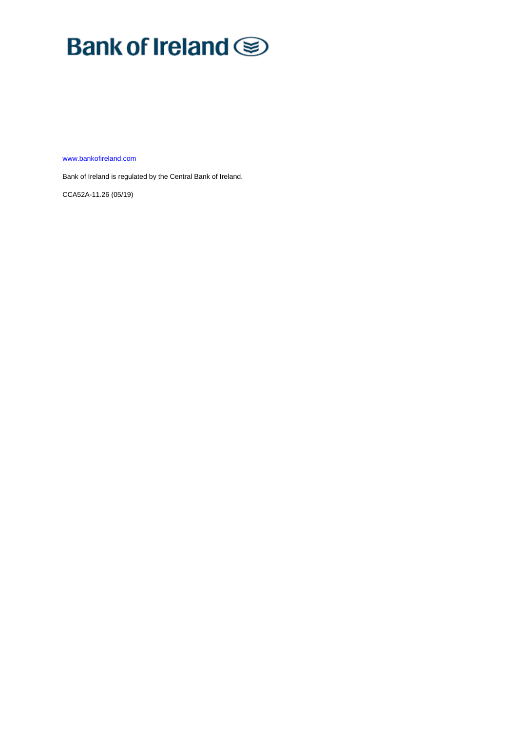Bank of Ireland

www.bankofireland.com

Bank of Ireland is regulated by the Central Bank of Ireland.

CCA52A-11.26 (05/19)